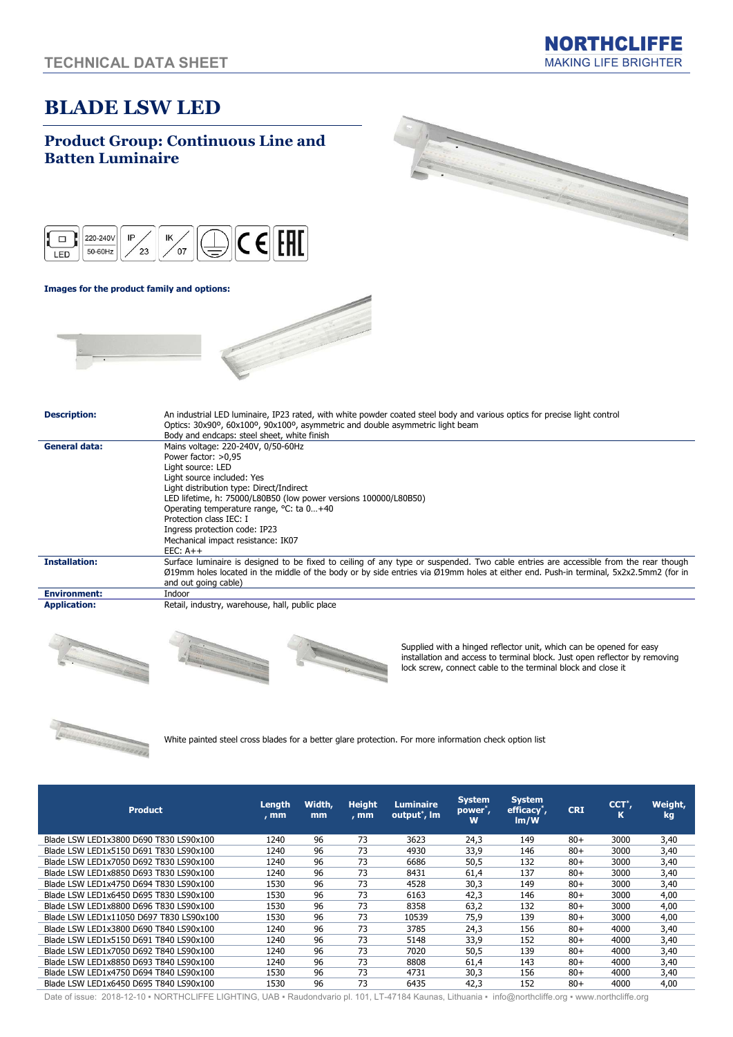TECHNICAL DATA SHEET

NORTHCLIFFE
MAKING LIFE BRIGHTER

# BLADE LSW LED

## Product Group: Continuous Line and Batten Luminaire

**Images for the product family and options:**

| | |
|---|---|
| **Description:** | An industrial LED luminaire, IP23 rated, with white powder coated steel body and various optics for precise light control<br>Optics: 30x90º, 60x100º, 90x100º, asymmetric and double asymmetric light beam<br>Body and endcaps: steel sheet, white finish |
| **General data:** | Mains voltage: 220-240V, 0/50-60Hz<br>Power factor: >0,95<br>Light source: LED<br>Light source included: Yes<br>Light distribution type: Direct/Indirect<br>LED lifetime, h: 75000/L80B50 (low power versions 100000/L80B50)<br>Operating temperature range, °C: ta 0…+40<br>Protection class IEC: I<br>Ingress protection code: IP23<br>Mechanical impact resistance: IK07<br>EEC: A++ |
| **Installation:** | Surface luminaire is designed to be fixed to ceiling of any type or suspended. Two cable entries are accessible from the rear though Ø19mm holes located in the middle of the body or by side entries via Ø19mm holes at either end. Push-in terminal, 5x2x2.5mm2 (for in and out going cable) |
| **Environment:** | Indoor |
| **Application:** | Retail, industry, warehouse, hall, public place |

Supplied with a hinged reflector unit, which can be opened for easy installation and access to terminal block. Just open reflector by removing lock screw, connect cable to the terminal block and close it

White painted steel cross blades for a better glare protection. For more information check option list

| Product | Length, mm | Width, mm | Height, mm | Luminaire output*, lm | System power*, W | System efficacy*, lm/W | CRI | CCT*, K | Weight, kg |
|---|---|---|---|---|---|---|---|---|---|
| Blade LSW LED1x3800 D690 T830 LS90x100 | 1240 | 96 | 73 | 3623 | 24,3 | 149 | 80+ | 3000 | 3,40 |
| Blade LSW LED1x5150 D691 T830 LS90x100 | 1240 | 96 | 73 | 4930 | 33,9 | 146 | 80+ | 3000 | 3,40 |
| Blade LSW LED1x7050 D692 T830 LS90x100 | 1240 | 96 | 73 | 6686 | 50,5 | 132 | 80+ | 3000 | 3,40 |
| Blade LSW LED1x8850 D693 T830 LS90x100 | 1240 | 96 | 73 | 8431 | 61,4 | 137 | 80+ | 3000 | 3,40 |
| Blade LSW LED1x4750 D694 T830 LS90x100 | 1530 | 96 | 73 | 4528 | 30,3 | 149 | 80+ | 3000 | 3,40 |
| Blade LSW LED1x6450 D695 T830 LS90x100 | 1530 | 96 | 73 | 6163 | 42,3 | 146 | 80+ | 3000 | 4,00 |
| Blade LSW LED1x8800 D696 T830 LS90x100 | 1530 | 96 | 73 | 8358 | 63,2 | 132 | 80+ | 3000 | 4,00 |
| Blade LSW LED1x11050 D697 T830 LS90x100 | 1530 | 96 | 73 | 10539 | 75,9 | 139 | 80+ | 3000 | 4,00 |
| Blade LSW LED1x3800 D690 T840 LS90x100 | 1240 | 96 | 73 | 3785 | 24,3 | 156 | 80+ | 4000 | 3,40 |
| Blade LSW LED1x5150 D691 T840 LS90x100 | 1240 | 96 | 73 | 5148 | 33,9 | 152 | 80+ | 4000 | 3,40 |
| Blade LSW LED1x7050 D692 T840 LS90x100 | 1240 | 96 | 73 | 7020 | 50,5 | 139 | 80+ | 4000 | 3,40 |
| Blade LSW LED1x8850 D693 T840 LS90x100 | 1240 | 96 | 73 | 8808 | 61,4 | 143 | 80+ | 4000 | 3,40 |
| Blade LSW LED1x4750 D694 T840 LS90x100 | 1530 | 96 | 73 | 4731 | 30,3 | 156 | 80+ | 4000 | 3,40 |
| Blade LSW LED1x6450 D695 T840 LS90x100 | 1530 | 96 | 73 | 6435 | 42,3 | 152 | 80+ | 4000 | 4,00 |

Date of issue: 2018-12-10 • NORTHCLIFFE LIGHTING, UAB • Raudondvario pl. 101, LT-47184 Kaunas, Lithuania • info@northcliffe.org • www.northcliffe.org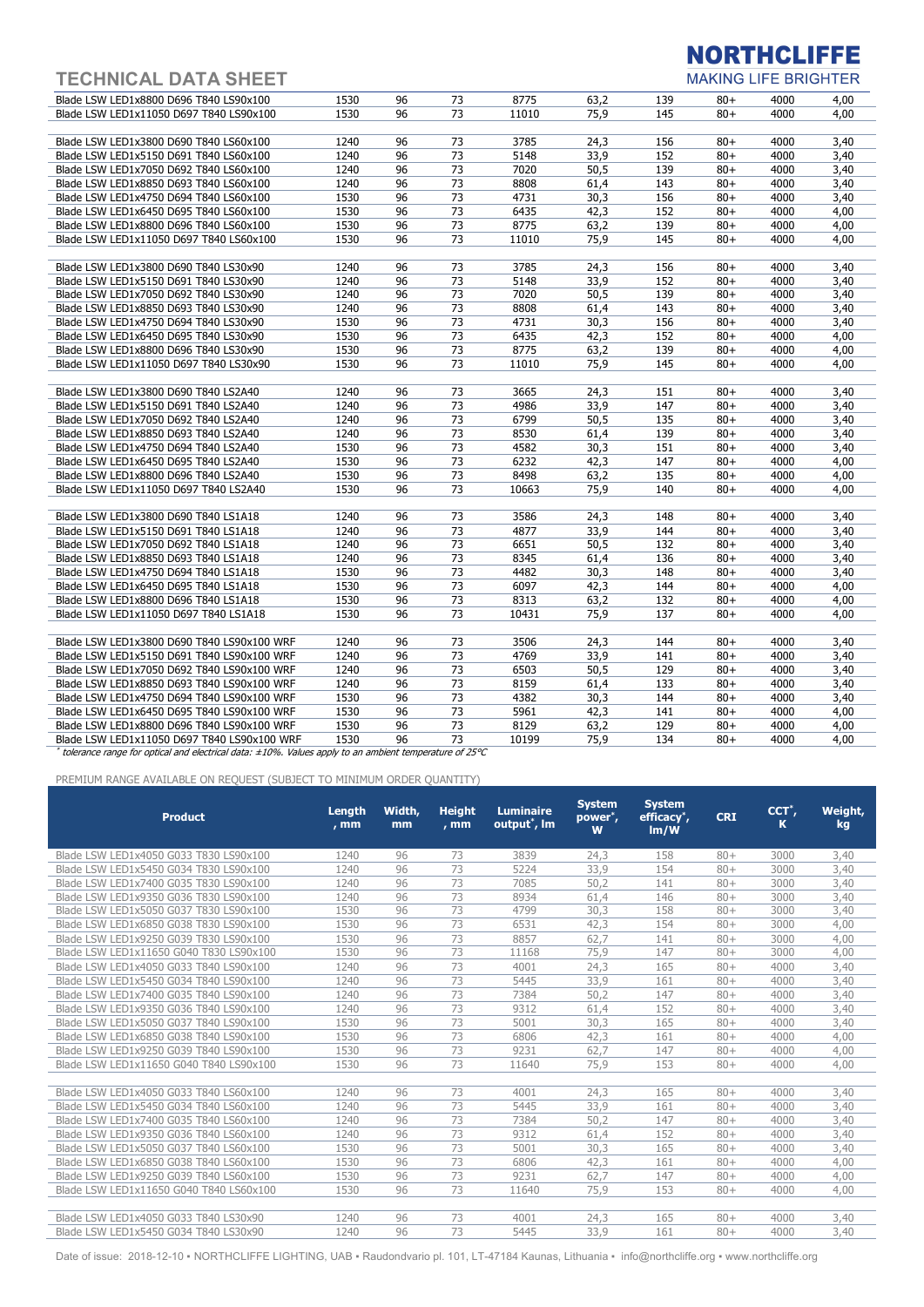# TECHNICAL DATA SHEET

| | | | | | | | | | |
|---|---|---|---|---|---|---|---|---|---|
| Blade LSW LED1x8800 D696 T840 LS90x100 | 1530 | 96 | 73 | 8775 | 63,2 | 139 | 80+ | 4000 | 4,00 |
| Blade LSW LED1x11050 D697 T840 LS90x100 | 1530 | 96 | 73 | 11010 | 75,9 | 145 | 80+ | 4000 | 4,00 |
| | | | | | | | | | |
| Blade LSW LED1x3800 D690 T840 LS60x100 | 1240 | 96 | 73 | 3785 | 24,3 | 156 | 80+ | 4000 | 3,40 |
| Blade LSW LED1x5150 D691 T840 LS60x100 | 1240 | 96 | 73 | 5148 | 33,9 | 152 | 80+ | 4000 | 3,40 |
| Blade LSW LED1x7050 D692 T840 LS60x100 | 1240 | 96 | 73 | 7020 | 50,5 | 139 | 80+ | 4000 | 3,40 |
| Blade LSW LED1x8850 D693 T840 LS60x100 | 1240 | 96 | 73 | 8808 | 61,4 | 143 | 80+ | 4000 | 3,40 |
| Blade LSW LED1x4750 D694 T840 LS60x100 | 1530 | 96 | 73 | 4731 | 30,3 | 156 | 80+ | 4000 | 3,40 |
| Blade LSW LED1x6450 D695 T840 LS60x100 | 1530 | 96 | 73 | 6435 | 42,3 | 152 | 80+ | 4000 | 4,00 |
| Blade LSW LED1x8800 D696 T840 LS60x100 | 1530 | 96 | 73 | 8775 | 63,2 | 139 | 80+ | 4000 | 4,00 |
| Blade LSW LED1x11050 D697 T840 LS60x100 | 1530 | 96 | 73 | 11010 | 75,9 | 145 | 80+ | 4000 | 4,00 |
| | | | | | | | | | |
| Blade LSW LED1x3800 D690 T840 LS30x90 | 1240 | 96 | 73 | 3785 | 24,3 | 156 | 80+ | 4000 | 3,40 |
| Blade LSW LED1x5150 D691 T840 LS30x90 | 1240 | 96 | 73 | 5148 | 33,9 | 152 | 80+ | 4000 | 3,40 |
| Blade LSW LED1x7050 D692 T840 LS30x90 | 1240 | 96 | 73 | 7020 | 50,5 | 139 | 80+ | 4000 | 3,40 |
| Blade LSW LED1x8850 D693 T840 LS30x90 | 1240 | 96 | 73 | 8808 | 61,4 | 143 | 80+ | 4000 | 3,40 |
| Blade LSW LED1x4750 D694 T840 LS30x90 | 1530 | 96 | 73 | 4731 | 30,3 | 156 | 80+ | 4000 | 3,40 |
| Blade LSW LED1x6450 D695 T840 LS30x90 | 1530 | 96 | 73 | 6435 | 42,3 | 152 | 80+ | 4000 | 4,00 |
| Blade LSW LED1x8800 D696 T840 LS30x90 | 1530 | 96 | 73 | 8775 | 63,2 | 139 | 80+ | 4000 | 4,00 |
| Blade LSW LED1x11050 D697 T840 LS30x90 | 1530 | 96 | 73 | 11010 | 75,9 | 145 | 80+ | 4000 | 4,00 |
| | | | | | | | | | |
| Blade LSW LED1x3800 D690 T840 LS2A40 | 1240 | 96 | 73 | 3665 | 24,3 | 151 | 80+ | 4000 | 3,40 |
| Blade LSW LED1x5150 D691 T840 LS2A40 | 1240 | 96 | 73 | 4986 | 33,9 | 147 | 80+ | 4000 | 3,40 |
| Blade LSW LED1x7050 D692 T840 LS2A40 | 1240 | 96 | 73 | 6799 | 50,5 | 135 | 80+ | 4000 | 3,40 |
| Blade LSW LED1x8850 D693 T840 LS2A40 | 1240 | 96 | 73 | 8530 | 61,4 | 139 | 80+ | 4000 | 3,40 |
| Blade LSW LED1x4750 D694 T840 LS2A40 | 1530 | 96 | 73 | 4582 | 30,3 | 151 | 80+ | 4000 | 3,40 |
| Blade LSW LED1x6450 D695 T840 LS2A40 | 1530 | 96 | 73 | 6232 | 42,3 | 147 | 80+ | 4000 | 4,00 |
| Blade LSW LED1x8800 D696 T840 LS2A40 | 1530 | 96 | 73 | 8498 | 63,2 | 135 | 80+ | 4000 | 4,00 |
| Blade LSW LED1x11050 D697 T840 LS2A40 | 1530 | 96 | 73 | 10663 | 75,9 | 140 | 80+ | 4000 | 4,00 |
| | | | | | | | | | |
| Blade LSW LED1x3800 D690 T840 LS1A18 | 1240 | 96 | 73 | 3586 | 24,3 | 148 | 80+ | 4000 | 3,40 |
| Blade LSW LED1x5150 D691 T840 LS1A18 | 1240 | 96 | 73 | 4877 | 33,9 | 144 | 80+ | 4000 | 3,40 |
| Blade LSW LED1x7050 D692 T840 LS1A18 | 1240 | 96 | 73 | 6651 | 50,5 | 132 | 80+ | 4000 | 3,40 |
| Blade LSW LED1x8850 D693 T840 LS1A18 | 1240 | 96 | 73 | 8345 | 61,4 | 136 | 80+ | 4000 | 3,40 |
| Blade LSW LED1x4750 D694 T840 LS1A18 | 1530 | 96 | 73 | 4482 | 30,3 | 148 | 80+ | 4000 | 3,40 |
| Blade LSW LED1x6450 D695 T840 LS1A18 | 1530 | 96 | 73 | 6097 | 42,3 | 144 | 80+ | 4000 | 4,00 |
| Blade LSW LED1x8800 D696 T840 LS1A18 | 1530 | 96 | 73 | 8313 | 63,2 | 132 | 80+ | 4000 | 4,00 |
| Blade LSW LED1x11050 D697 T840 LS1A18 | 1530 | 96 | 73 | 10431 | 75,9 | 137 | 80+ | 4000 | 4,00 |
| | | | | | | | | | |
| Blade LSW LED1x3800 D690 T840 LS90x100 WRF | 1240 | 96 | 73 | 3506 | 24,3 | 144 | 80+ | 4000 | 3,40 |
| Blade LSW LED1x5150 D691 T840 LS90x100 WRF | 1240 | 96 | 73 | 4769 | 33,9 | 141 | 80+ | 4000 | 3,40 |
| Blade LSW LED1x7050 D692 T840 LS90x100 WRF | 1240 | 96 | 73 | 6503 | 50,5 | 129 | 80+ | 4000 | 3,40 |
| Blade LSW LED1x8850 D693 T840 LS90x100 WRF | 1240 | 96 | 73 | 8159 | 61,4 | 133 | 80+ | 4000 | 3,40 |
| Blade LSW LED1x4750 D694 T840 LS90x100 WRF | 1530 | 96 | 73 | 4382 | 30,3 | 144 | 80+ | 4000 | 3,40 |
| Blade LSW LED1x6450 D695 T840 LS90x100 WRF | 1530 | 96 | 73 | 5961 | 42,3 | 141 | 80+ | 4000 | 4,00 |
| Blade LSW LED1x8800 D696 T840 LS90x100 WRF | 1530 | 96 | 73 | 8129 | 63,2 | 129 | 80+ | 4000 | 4,00 |
| Blade LSW LED1x11050 D697 T840 LS90x100 WRF | 1530 | 96 | 73 | 10199 | 75,9 | 134 | 80+ | 4000 | 4,00 |

*\* tolerance range for optical and electrical data: ±10%. Values apply to an ambient temperature of 25°C*

PREMIUM RANGE AVAILABLE ON REQUEST (SUBJECT TO MINIMUM ORDER QUANTITY)

| Product | Length, mm | Width, mm | Height, mm | Luminaire output*, lm | System power*, W | System efficacy*, lm/W | CRI | CCT*, K | Weight, kg |
|---|---|---|---|---|---|---|---|---|---|
| Blade LSW LED1x4050 G033 T830 LS90x100 | 1240 | 96 | 73 | 3839 | 24,3 | 158 | 80+ | 3000 | 3,40 |
| Blade LSW LED1x5450 G034 T830 LS90x100 | 1240 | 96 | 73 | 5224 | 33,9 | 154 | 80+ | 3000 | 3,40 |
| Blade LSW LED1x7400 G035 T830 LS90x100 | 1240 | 96 | 73 | 7085 | 50,2 | 141 | 80+ | 3000 | 3,40 |
| Blade LSW LED1x9350 G036 T830 LS90x100 | 1240 | 96 | 73 | 8934 | 61,4 | 146 | 80+ | 3000 | 3,40 |
| Blade LSW LED1x5050 G037 T830 LS90x100 | 1530 | 96 | 73 | 4799 | 30,3 | 158 | 80+ | 3000 | 3,40 |
| Blade LSW LED1x6850 G038 T830 LS90x100 | 1530 | 96 | 73 | 6531 | 42,3 | 154 | 80+ | 3000 | 4,00 |
| Blade LSW LED1x9250 G039 T830 LS90x100 | 1530 | 96 | 73 | 8857 | 62,7 | 141 | 80+ | 3000 | 4,00 |
| Blade LSW LED1x11650 G040 T830 LS90x100 | 1530 | 96 | 73 | 11168 | 75,9 | 147 | 80+ | 3000 | 4,00 |
| Blade LSW LED1x4050 G033 T840 LS90x100 | 1240 | 96 | 73 | 4001 | 24,3 | 165 | 80+ | 4000 | 3,40 |
| Blade LSW LED1x5450 G034 T840 LS90x100 | 1240 | 96 | 73 | 5445 | 33,9 | 161 | 80+ | 4000 | 3,40 |
| Blade LSW LED1x7400 G035 T840 LS90x100 | 1240 | 96 | 73 | 7384 | 50,2 | 147 | 80+ | 4000 | 3,40 |
| Blade LSW LED1x9350 G036 T840 LS90x100 | 1240 | 96 | 73 | 9312 | 61,4 | 152 | 80+ | 4000 | 3,40 |
| Blade LSW LED1x5050 G037 T840 LS90x100 | 1530 | 96 | 73 | 5001 | 30,3 | 165 | 80+ | 4000 | 3,40 |
| Blade LSW LED1x6850 G038 T840 LS90x100 | 1530 | 96 | 73 | 6806 | 42,3 | 161 | 80+ | 4000 | 4,00 |
| Blade LSW LED1x9250 G039 T840 LS90x100 | 1530 | 96 | 73 | 9231 | 62,7 | 147 | 80+ | 4000 | 4,00 |
| Blade LSW LED1x11650 G040 T840 LS90x100 | 1530 | 96 | 73 | 11640 | 75,9 | 153 | 80+ | 4000 | 4,00 |
| | | | | | | | | | |
| Blade LSW LED1x4050 G033 T840 LS60x100 | 1240 | 96 | 73 | 4001 | 24,3 | 165 | 80+ | 4000 | 3,40 |
| Blade LSW LED1x5450 G034 T840 LS60x100 | 1240 | 96 | 73 | 5445 | 33,9 | 161 | 80+ | 4000 | 3,40 |
| Blade LSW LED1x7400 G035 T840 LS60x100 | 1240 | 96 | 73 | 7384 | 50,2 | 147 | 80+ | 4000 | 3,40 |
| Blade LSW LED1x9350 G036 T840 LS60x100 | 1240 | 96 | 73 | 9312 | 61,4 | 152 | 80+ | 4000 | 3,40 |
| Blade LSW LED1x5050 G037 T840 LS60x100 | 1530 | 96 | 73 | 5001 | 30,3 | 165 | 80+ | 4000 | 3,40 |
| Blade LSW LED1x6850 G038 T840 LS60x100 | 1530 | 96 | 73 | 6806 | 42,3 | 161 | 80+ | 4000 | 4,00 |
| Blade LSW LED1x9250 G039 T840 LS60x100 | 1530 | 96 | 73 | 9231 | 62,7 | 147 | 80+ | 4000 | 4,00 |
| Blade LSW LED1x11650 G040 T840 LS60x100 | 1530 | 96 | 73 | 11640 | 75,9 | 153 | 80+ | 4000 | 4,00 |
| | | | | | | | | | |
| Blade LSW LED1x4050 G033 T840 LS30x90 | 1240 | 96 | 73 | 4001 | 24,3 | 165 | 80+ | 4000 | 3,40 |
| Blade LSW LED1x5450 G034 T840 LS30x90 | 1240 | 96 | 73 | 5445 | 33,9 | 161 | 80+ | 4000 | 3,40 |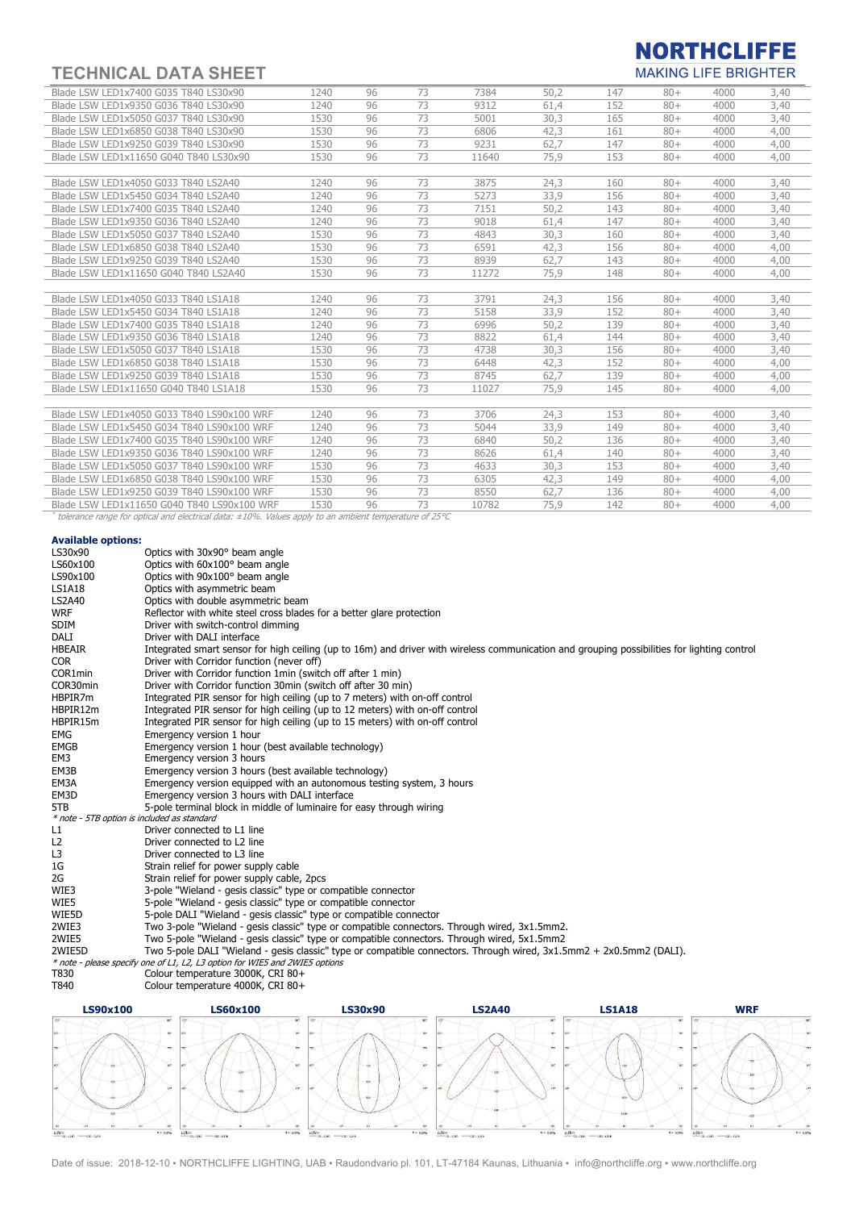# TECHNICAL DATA SHEET

| | | | | | | | | | |
|---|---|---|---|---|---|---|---|---|---|
| Blade LSW LED1x7400 G035 T840 LS30x90 | 1240 | 96 | 73 | 7384 | 50,2 | 147 | 80+ | 4000 | 3,40 |
| Blade LSW LED1x9350 G036 T840 LS30x90 | 1240 | 96 | 73 | 9312 | 61,4 | 152 | 80+ | 4000 | 3,40 |
| Blade LSW LED1x5050 G037 T840 LS30x90 | 1530 | 96 | 73 | 5001 | 30,3 | 165 | 80+ | 4000 | 3,40 |
| Blade LSW LED1x6850 G038 T840 LS30x90 | 1530 | 96 | 73 | 6806 | 42,3 | 161 | 80+ | 4000 | 4,00 |
| Blade LSW LED1x9250 G039 T840 LS30x90 | 1530 | 96 | 73 | 9231 | 62,7 | 147 | 80+ | 4000 | 4,00 |
| Blade LSW LED1x11650 G040 T840 LS30x90 | 1530 | 96 | 73 | 11640 | 75,9 | 153 | 80+ | 4000 | 4,00 |
| | | | | | | | | | |
| Blade LSW LED1x4050 G033 T840 LS2A40 | 1240 | 96 | 73 | 3875 | 24,3 | 160 | 80+ | 4000 | 3,40 |
| Blade LSW LED1x5450 G034 T840 LS2A40 | 1240 | 96 | 73 | 5273 | 33,9 | 156 | 80+ | 4000 | 3,40 |
| Blade LSW LED1x7400 G035 T840 LS2A40 | 1240 | 96 | 73 | 7151 | 50,2 | 143 | 80+ | 4000 | 3,40 |
| Blade LSW LED1x9350 G036 T840 LS2A40 | 1240 | 96 | 73 | 9018 | 61,4 | 147 | 80+ | 4000 | 3,40 |
| Blade LSW LED1x5050 G037 T840 LS2A40 | 1530 | 96 | 73 | 4843 | 30,3 | 160 | 80+ | 4000 | 3,40 |
| Blade LSW LED1x6850 G038 T840 LS2A40 | 1530 | 96 | 73 | 6591 | 42,3 | 156 | 80+ | 4000 | 4,00 |
| Blade LSW LED1x9250 G039 T840 LS2A40 | 1530 | 96 | 73 | 8939 | 62,7 | 143 | 80+ | 4000 | 4,00 |
| Blade LSW LED1x11650 G040 T840 LS2A40 | 1530 | 96 | 73 | 11272 | 75,9 | 148 | 80+ | 4000 | 4,00 |
| | | | | | | | | | |
| Blade LSW LED1x4050 G033 T840 LS1A18 | 1240 | 96 | 73 | 3791 | 24,3 | 156 | 80+ | 4000 | 3,40 |
| Blade LSW LED1x5450 G034 T840 LS1A18 | 1240 | 96 | 73 | 5158 | 33,9 | 152 | 80+ | 4000 | 3,40 |
| Blade LSW LED1x7400 G035 T840 LS1A18 | 1240 | 96 | 73 | 6996 | 50,2 | 139 | 80+ | 4000 | 3,40 |
| Blade LSW LED1x9350 G036 T840 LS1A18 | 1240 | 96 | 73 | 8822 | 61,4 | 144 | 80+ | 4000 | 3,40 |
| Blade LSW LED1x5050 G037 T840 LS1A18 | 1530 | 96 | 73 | 4738 | 30,3 | 156 | 80+ | 4000 | 3,40 |
| Blade LSW LED1x6850 G038 T840 LS1A18 | 1530 | 96 | 73 | 6448 | 42,3 | 152 | 80+ | 4000 | 4,00 |
| Blade LSW LED1x9250 G039 T840 LS1A18 | 1530 | 96 | 73 | 8745 | 62,7 | 139 | 80+ | 4000 | 4,00 |
| Blade LSW LED1x11650 G040 T840 LS1A18 | 1530 | 96 | 73 | 11027 | 75,9 | 145 | 80+ | 4000 | 4,00 |
| | | | | | | | | | |
| Blade LSW LED1x4050 G033 T840 LS90x100 WRF | 1240 | 96 | 73 | 3706 | 24,3 | 153 | 80+ | 4000 | 3,40 |
| Blade LSW LED1x5450 G034 T840 LS90x100 WRF | 1240 | 96 | 73 | 5044 | 33,9 | 149 | 80+ | 4000 | 3,40 |
| Blade LSW LED1x7400 G035 T840 LS90x100 WRF | 1240 | 96 | 73 | 6840 | 50,2 | 136 | 80+ | 4000 | 3,40 |
| Blade LSW LED1x9350 G036 T840 LS90x100 WRF | 1240 | 96 | 73 | 8626 | 61,4 | 140 | 80+ | 4000 | 3,40 |
| Blade LSW LED1x5050 G037 T840 LS90x100 WRF | 1530 | 96 | 73 | 4633 | 30,3 | 153 | 80+ | 4000 | 3,40 |
| Blade LSW LED1x6850 G038 T840 LS90x100 WRF | 1530 | 96 | 73 | 6305 | 42,3 | 149 | 80+ | 4000 | 4,00 |
| Blade LSW LED1x9250 G039 T840 LS90x100 WRF | 1530 | 96 | 73 | 8550 | 62,7 | 136 | 80+ | 4000 | 4,00 |
| Blade LSW LED1x11650 G040 T840 LS90x100 WRF | 1530 | 96 | 73 | 10782 | 75,9 | 142 | 80+ | 4000 | 4,00 |

*\* tolerance range for optical and electrical data: ±10%. Values apply to an ambient temperature of 25°C*

**Available options:**

| | |
|---|---|
| LS30x90 | Optics with 30x90° beam angle |
| LS60x100 | Optics with 60x100° beam angle |
| LS90x100 | Optics with 90x100° beam angle |
| LS1A18 | Optics with asymmetric beam |
| LS2A40 | Optics with double asymmetric beam |
| WRF | Reflector with white steel cross blades for a better glare protection |
| SDIM | Driver with switch-control dimming |
| DALI | Driver with DALI interface |
| HBEAIR | Integrated smart sensor for high ceiling (up to 16m) and driver with wireless communication and grouping possibilities for lighting control |
| COR | Driver with Corridor function (never off) |
| COR1min | Driver with Corridor function 1min (switch off after 1 min) |
| COR30min | Driver with Corridor function 30min (switch off after 30 min) |
| HBPIR7m | Integrated PIR sensor for high ceiling (up to 7 meters) with on-off control |
| HBPIR12m | Integrated PIR sensor for high ceiling (up to 12 meters) with on-off control |
| HBPIR15m | Integrated PIR sensor for high ceiling (up to 15 meters) with on-off control |
| EMG | Emergency version 1 hour |
| EMGB | Emergency version 1 hour (best available technology) |
| EM3 | Emergency version 3 hours |
| EM3B | Emergency version 3 hours (best available technology) |
| EM3A | Emergency version equipped with an autonomous testing system, 3 hours |
| EM3D | Emergency version 3 hours with DALI interface |
| 5TB | 5-pole terminal block in middle of luminaire for easy through wiring |

*\* note - 5TB option is included as standard*

| | |
|---|---|
| L1 | Driver connected to L1 line |
| L2 | Driver connected to L2 line |
| L3 | Driver connected to L3 line |
| 1G | Strain relief for power supply cable |
| 2G | Strain relief for power supply cable, 2pcs |
| WIE3 | 3-pole "Wieland - gesis classic" type or compatible connector |
| WIE5 | 5-pole "Wieland - gesis classic" type or compatible connector |
| WIE5D | 5-pole DALI "Wieland - gesis classic" type or compatible connector |
| 2WIE3 | Two 3-pole "Wieland - gesis classic" type or compatible connectors. Through wired, 3x1.5mm2. |
| 2WIE5 | Two 5-pole "Wieland - gesis classic" type or compatible connectors. Through wired, 5x1.5mm2 |
| 2WIE5D | Two 5-pole DALI "Wieland - gesis classic" type or compatible connectors. Through wired, 3x1.5mm2 + 2x0.5mm2 (DALI). |

*\* note - please specify one of L1, L2, L3 option for WIE5 and 2WIE5 options*

| | |
|---|---|
| T830 | Colour temperature 3000K, CRI 80+ |
| T840 | Colour temperature 4000K, CRI 80+ |

**LS90x100** **LS60x100** **LS30x90** **LS2A40** **LS1A18** **WRF**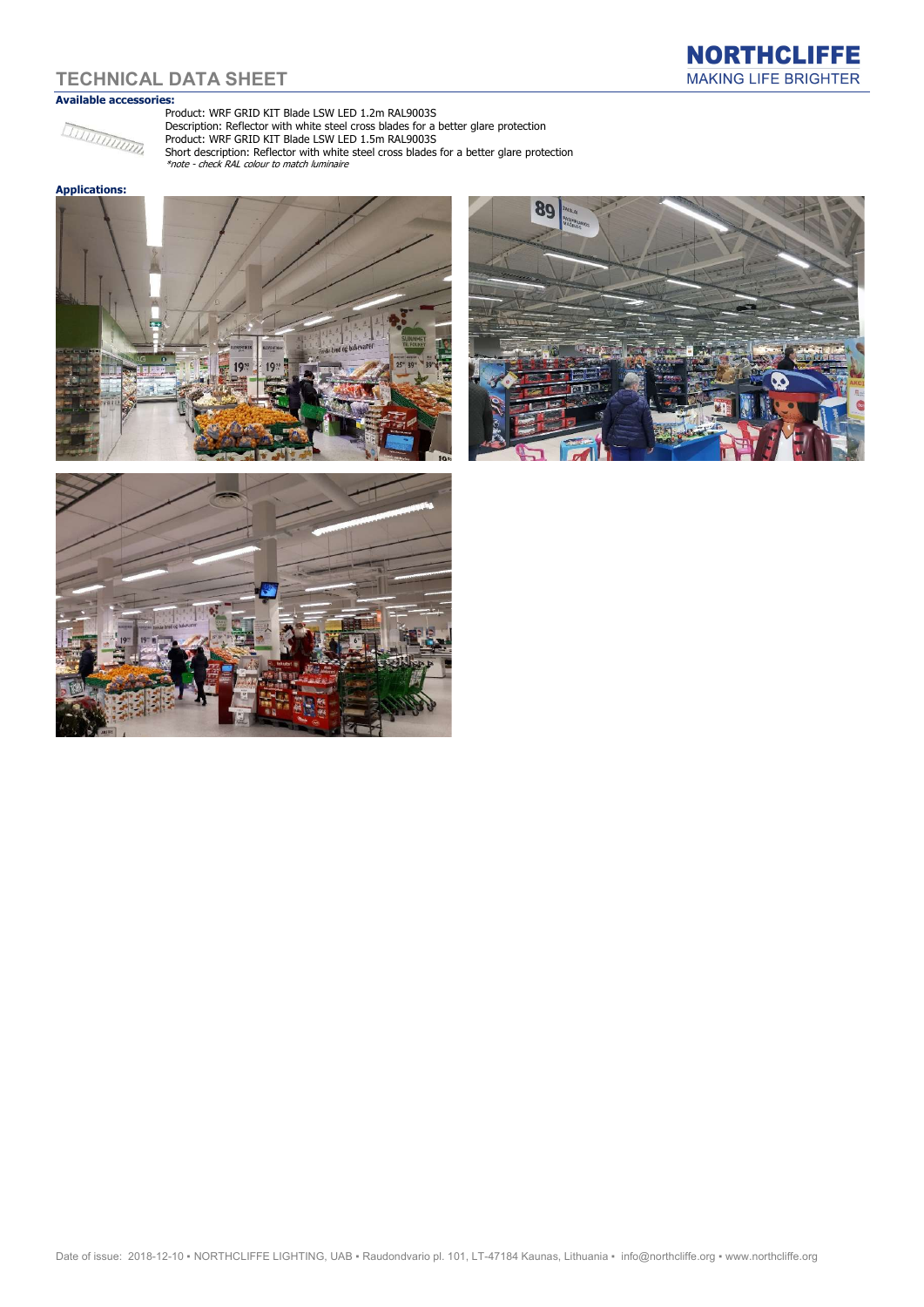## TECHNICAL DATA SHEET

**Available accessories:**

Product: WRF GRID KIT Blade LSW LED 1.2m RAL9003S
Description: Reflector with white steel cross blades for a better glare protection
Product: WRF GRID KIT Blade LSW LED 1.5m RAL9003S
Short description: Reflector with white steel cross blades for a better glare protection
*\*note - check RAL colour to match luminaire*

**Applications:**

Date of issue: 2018-12-10 • NORTHCLIFFE LIGHTING, UAB • Raudondvario pl. 101, LT-47184 Kaunas, Lithuania • info@northcliffe.org • www.northcliffe.org